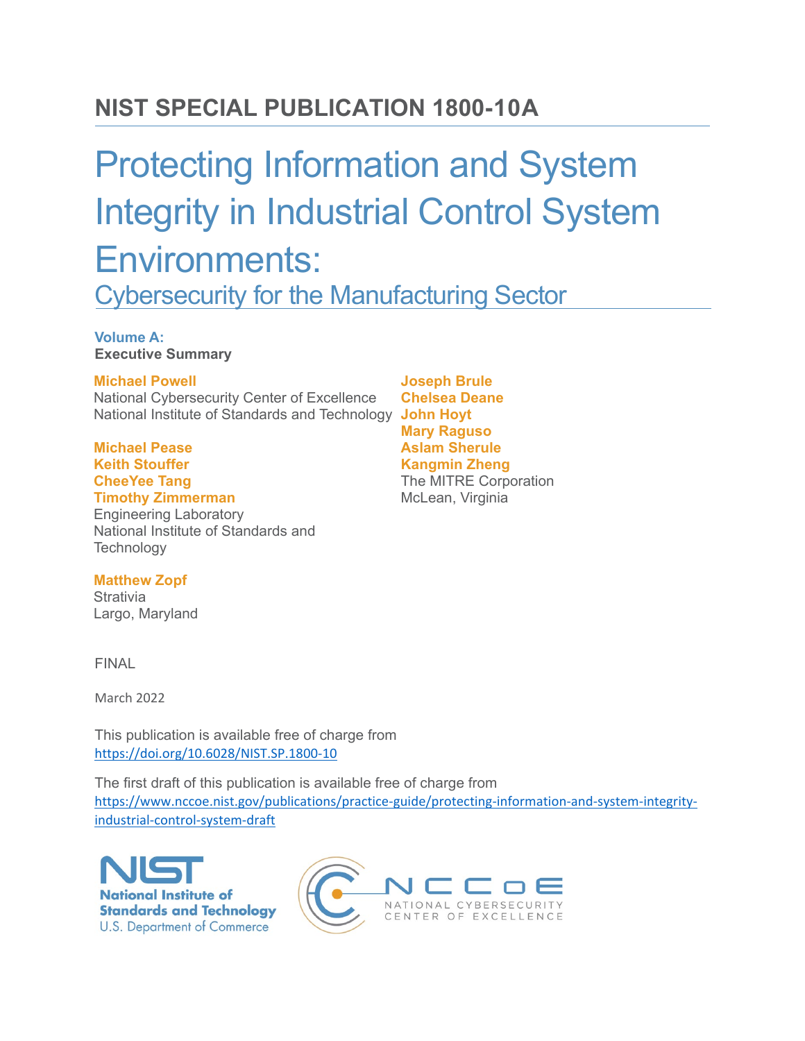# NIST SPECIAL PUBLICATION 1800-10A

# Protecting Information and System Integrity in Industrial Control System Environments:

## Cybersecurity for the Manufacturing Sector

**Volume A:**
**Executive Summary**

**Michael Powell**
National Cybersecurity Center of Excellence
National Institute of Standards and Technology

**Michael Pease**
**Keith Stouffer**
**CheeYee Tang**
**Timothy Zimmerman**
Engineering Laboratory
National Institute of Standards and Technology

**Matthew Zopf**
Strativia
Largo, Maryland

**Joseph Brule**
**Chelsea Deane**
**John Hoyt**
**Mary Raguso**
**Aslam Sherule**
**Kangmin Zheng**
The MITRE Corporation
McLean, Virginia

FINAL

March 2022

This publication is available free of charge from
https://doi.org/10.6028/NIST.SP.1800-10

The first draft of this publication is available free of charge from
https://www.nccoe.nist.gov/publications/practice-guide/protecting-information-and-system-integrity-industrial-control-system-draft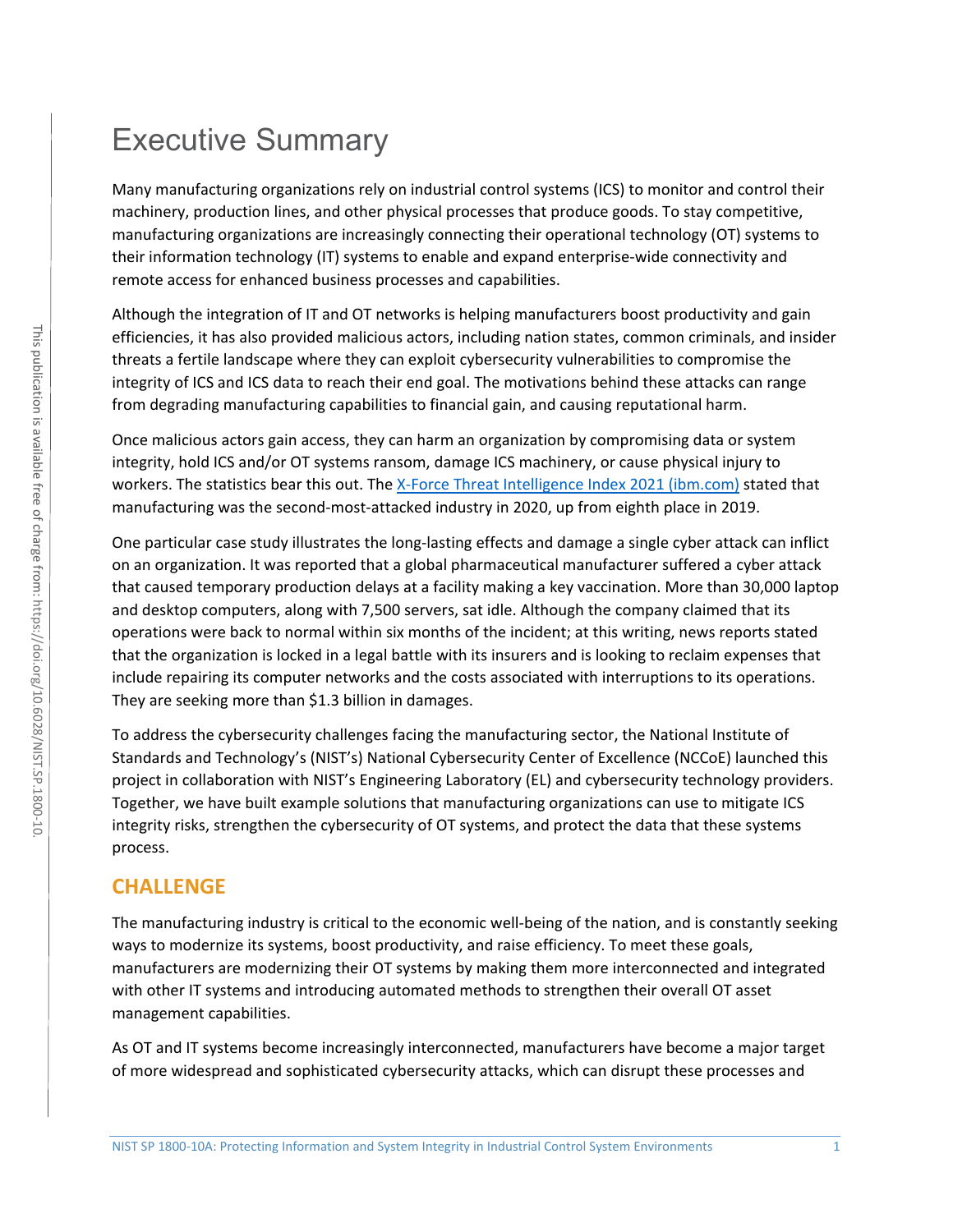# Executive Summary

Many manufacturing organizations rely on industrial control systems (ICS) to monitor and control their machinery, production lines, and other physical processes that produce goods. To stay competitive, manufacturing organizations are increasingly connecting their operational technology (OT) systems to their information technology (IT) systems to enable and expand enterprise-wide connectivity and remote access for enhanced business processes and capabilities.

Although the integration of IT and OT networks is helping manufacturers boost productivity and gain efficiencies, it has also provided malicious actors, including nation states, common criminals, and insider threats a fertile landscape where they can exploit cybersecurity vulnerabilities to compromise the integrity of ICS and ICS data to reach their end goal. The motivations behind these attacks can range from degrading manufacturing capabilities to financial gain, and causing reputational harm.

Once malicious actors gain access, they can harm an organization by compromising data or system integrity, hold ICS and/or OT systems ransom, damage ICS machinery, or cause physical injury to workers. The statistics bear this out. The [X-Force Threat Intelligence Index 2021 (ibm.com)](https://www.ibm.com) stated that manufacturing was the second-most-attacked industry in 2020, up from eighth place in 2019.

One particular case study illustrates the long-lasting effects and damage a single cyber attack can inflict on an organization. It was reported that a global pharmaceutical manufacturer suffered a cyber attack that caused temporary production delays at a facility making a key vaccination. More than 30,000 laptop and desktop computers, along with 7,500 servers, sat idle. Although the company claimed that its operations were back to normal within six months of the incident; at this writing, news reports stated that the organization is locked in a legal battle with its insurers and is looking to reclaim expenses that include repairing its computer networks and the costs associated with interruptions to its operations. They are seeking more than $1.3 billion in damages.

To address the cybersecurity challenges facing the manufacturing sector, the National Institute of Standards and Technology's (NIST's) National Cybersecurity Center of Excellence (NCCoE) launched this project in collaboration with NIST's Engineering Laboratory (EL) and cybersecurity technology providers. Together, we have built example solutions that manufacturing organizations can use to mitigate ICS integrity risks, strengthen the cybersecurity of OT systems, and protect the data that these systems process.

## CHALLENGE

The manufacturing industry is critical to the economic well-being of the nation, and is constantly seeking ways to modernize its systems, boost productivity, and raise efficiency. To meet these goals, manufacturers are modernizing their OT systems by making them more interconnected and integrated with other IT systems and introducing automated methods to strengthen their overall OT asset management capabilities.

As OT and IT systems become increasingly interconnected, manufacturers have become a major target of more widespread and sophisticated cybersecurity attacks, which can disrupt these processes and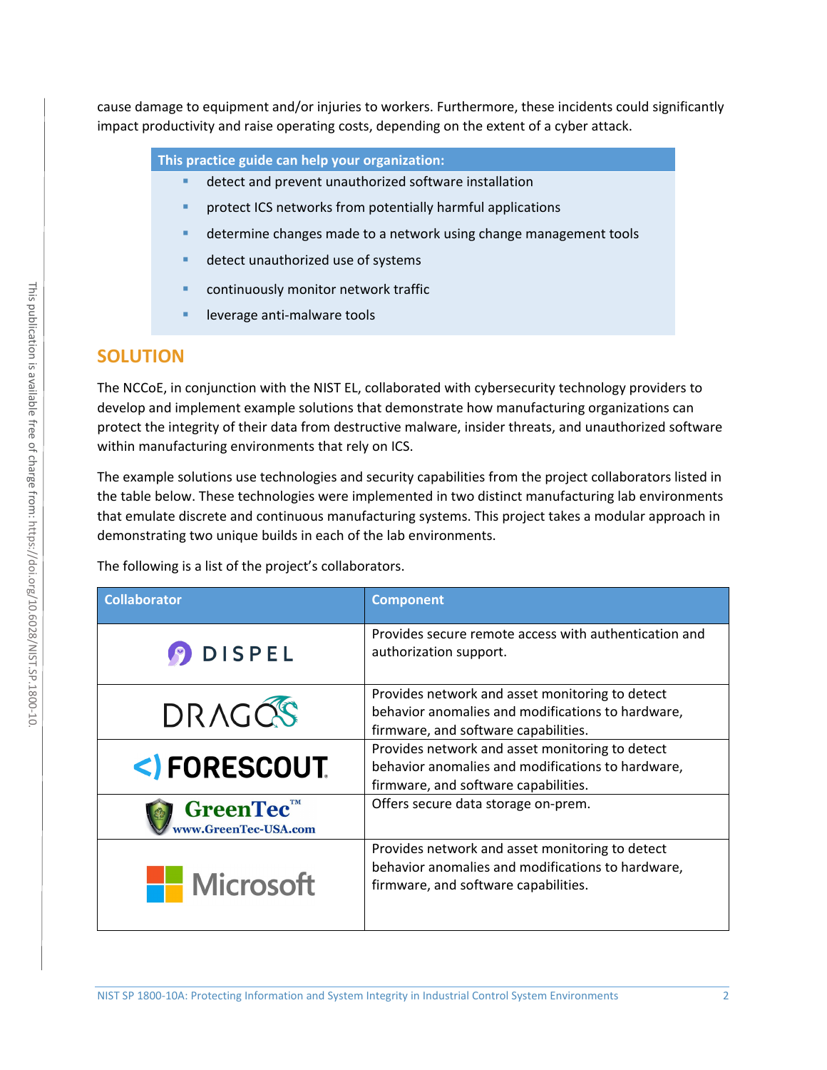cause damage to equipment and/or injuries to workers. Furthermore, these incidents could significantly impact productivity and raise operating costs, depending on the extent of a cyber attack.

**This practice guide can help your organization:**

- detect and prevent unauthorized software installation
- protect ICS networks from potentially harmful applications
- determine changes made to a network using change management tools
- detect unauthorized use of systems
- continuously monitor network traffic
- leverage anti-malware tools

## SOLUTION

The NCCoE, in conjunction with the NIST EL, collaborated with cybersecurity technology providers to develop and implement example solutions that demonstrate how manufacturing organizations can protect the integrity of their data from destructive malware, insider threats, and unauthorized software within manufacturing environments that rely on ICS.

The example solutions use technologies and security capabilities from the project collaborators listed in the table below. These technologies were implemented in two distinct manufacturing lab environments that emulate discrete and continuous manufacturing systems. This project takes a modular approach in demonstrating two unique builds in each of the lab environments.

The following is a list of the project's collaborators.

| Collaborator | Component |
|---|---|
| DISPEL | Provides secure remote access with authentication and authorization support. |
| DRAGOS | Provides network and asset monitoring to detect behavior anomalies and modifications to hardware, firmware, and software capabilities. |
| FORESCOUT | Provides network and asset monitoring to detect behavior anomalies and modifications to hardware, firmware, and software capabilities. |
| GreenTec™ www.GreenTec-USA.com | Offers secure data storage on-prem. |
| Microsoft | Provides network and asset monitoring to detect behavior anomalies and modifications to hardware, firmware, and software capabilities. |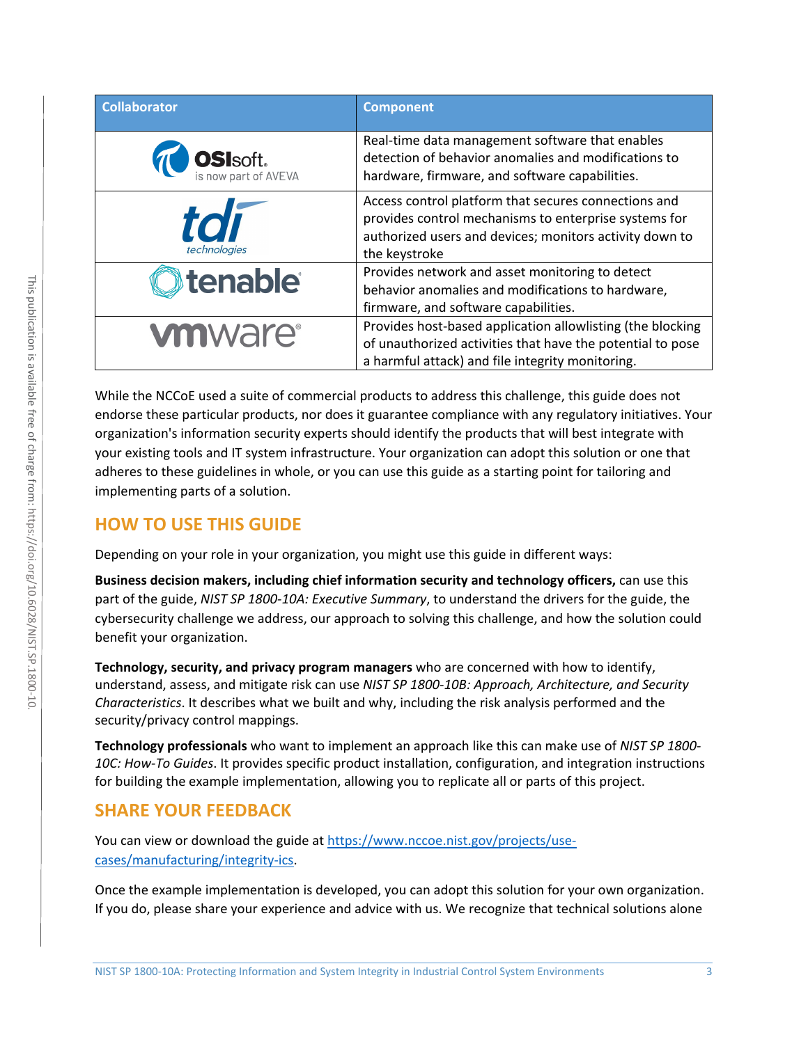| Collaborator | Component |
| --- | --- |
| OSIsoft. is now part of AVEVA | Real-time data management software that enables detection of behavior anomalies and modifications to hardware, firmware, and software capabilities. |
| tdi technologies | Access control platform that secures connections and provides control mechanisms to enterprise systems for authorized users and devices; monitors activity down to the keystroke |
| tenable | Provides network and asset monitoring to detect behavior anomalies and modifications to hardware, firmware, and software capabilities. |
| vmware | Provides host-based application allowlisting (the blocking of unauthorized activities that have the potential to pose a harmful attack) and file integrity monitoring. |

While the NCCoE used a suite of commercial products to address this challenge, this guide does not endorse these particular products, nor does it guarantee compliance with any regulatory initiatives. Your organization's information security experts should identify the products that will best integrate with your existing tools and IT system infrastructure. Your organization can adopt this solution or one that adheres to these guidelines in whole, or you can use this guide as a starting point for tailoring and implementing parts of a solution.

## HOW TO USE THIS GUIDE

Depending on your role in your organization, you might use this guide in different ways:

**Business decision makers, including chief information security and technology officers,** can use this part of the guide, *NIST SP 1800-10A: Executive Summary*, to understand the drivers for the guide, the cybersecurity challenge we address, our approach to solving this challenge, and how the solution could benefit your organization.

**Technology, security, and privacy program managers** who are concerned with how to identify, understand, assess, and mitigate risk can use *NIST SP 1800-10B: Approach, Architecture, and Security Characteristics*. It describes what we built and why, including the risk analysis performed and the security/privacy control mappings.

**Technology professionals** who want to implement an approach like this can make use of *NIST SP 1800-10C: How-To Guides*. It provides specific product installation, configuration, and integration instructions for building the example implementation, allowing you to replicate all or parts of this project.

## SHARE YOUR FEEDBACK

You can view or download the guide at https://www.nccoe.nist.gov/projects/use-cases/manufacturing/integrity-ics.

Once the example implementation is developed, you can adopt this solution for your own organization. If you do, please share your experience and advice with us. We recognize that technical solutions alone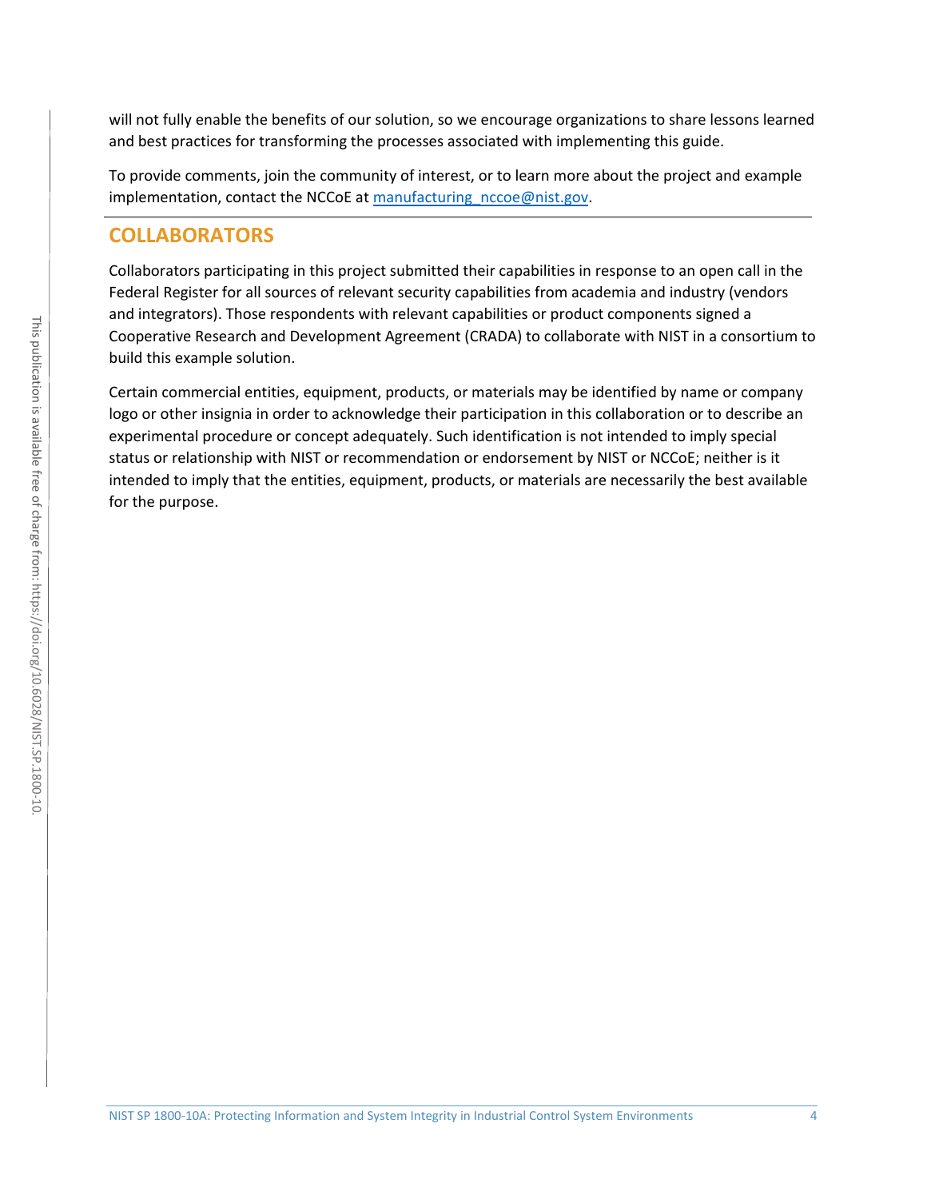will not fully enable the benefits of our solution, so we encourage organizations to share lessons learned and best practices for transforming the processes associated with implementing this guide.

To provide comments, join the community of interest, or to learn more about the project and example implementation, contact the NCCoE at manufacturing_nccoe@nist.gov.

## COLLABORATORS

Collaborators participating in this project submitted their capabilities in response to an open call in the Federal Register for all sources of relevant security capabilities from academia and industry (vendors and integrators). Those respondents with relevant capabilities or product components signed a Cooperative Research and Development Agreement (CRADA) to collaborate with NIST in a consortium to build this example solution.

Certain commercial entities, equipment, products, or materials may be identified by name or company logo or other insignia in order to acknowledge their participation in this collaboration or to describe an experimental procedure or concept adequately. Such identification is not intended to imply special status or relationship with NIST or recommendation or endorsement by NIST or NCCoE; neither is it intended to imply that the entities, equipment, products, or materials are necessarily the best available for the purpose.